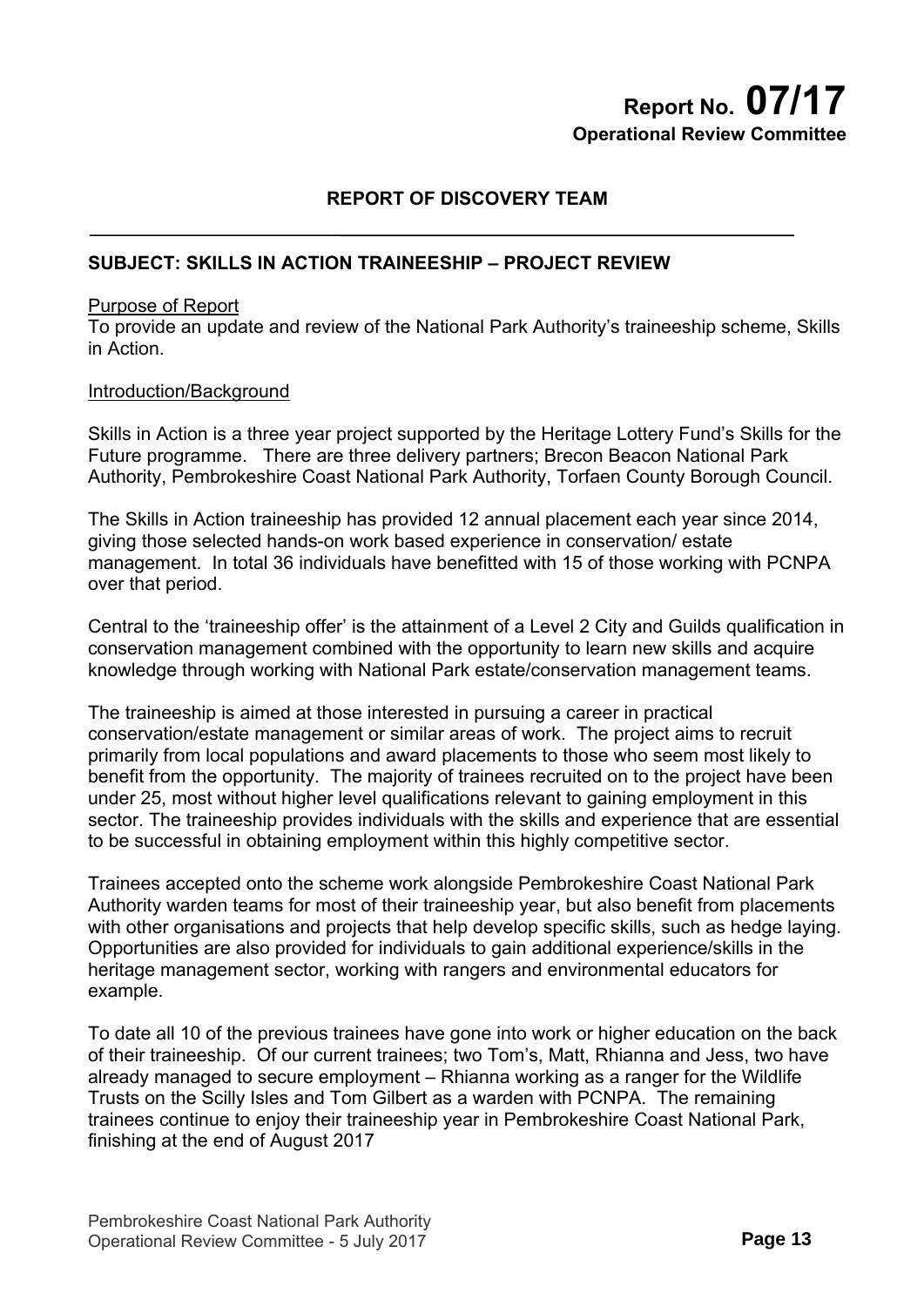# Report No. 07/17
**Operational Review Committee**

## REPORT OF DISCOVERY TEAM

---

### SUBJECT: SKILLS IN ACTION TRAINEESHIP – PROJECT REVIEW

Purpose of Report
To provide an update and review of the National Park Authority's traineeship scheme, Skills in Action.

Introduction/Background

Skills in Action is a three year project supported by the Heritage Lottery Fund's Skills for the Future programme. There are three delivery partners; Brecon Beacon National Park Authority, Pembrokeshire Coast National Park Authority, Torfaen County Borough Council.

The Skills in Action traineeship has provided 12 annual placement each year since 2014, giving those selected hands-on work based experience in conservation/ estate management. In total 36 individuals have benefitted with 15 of those working with PCNPA over that period.

Central to the 'traineeship offer' is the attainment of a Level 2 City and Guilds qualification in conservation management combined with the opportunity to learn new skills and acquire knowledge through working with National Park estate/conservation management teams.

The traineeship is aimed at those interested in pursuing a career in practical conservation/estate management or similar areas of work. The project aims to recruit primarily from local populations and award placements to those who seem most likely to benefit from the opportunity. The majority of trainees recruited on to the project have been under 25, most without higher level qualifications relevant to gaining employment in this sector. The traineeship provides individuals with the skills and experience that are essential to be successful in obtaining employment within this highly competitive sector.

Trainees accepted onto the scheme work alongside Pembrokeshire Coast National Park Authority warden teams for most of their traineeship year, but also benefit from placements with other organisations and projects that help develop specific skills, such as hedge laying. Opportunities are also provided for individuals to gain additional experience/skills in the heritage management sector, working with rangers and environmental educators for example.

To date all 10 of the previous trainees have gone into work or higher education on the back of their traineeship. Of our current trainees; two Tom's, Matt, Rhianna and Jess, two have already managed to secure employment – Rhianna working as a ranger for the Wildlife Trusts on the Scilly Isles and Tom Gilbert as a warden with PCNPA. The remaining trainees continue to enjoy their traineeship year in Pembrokeshire Coast National Park, finishing at the end of August 2017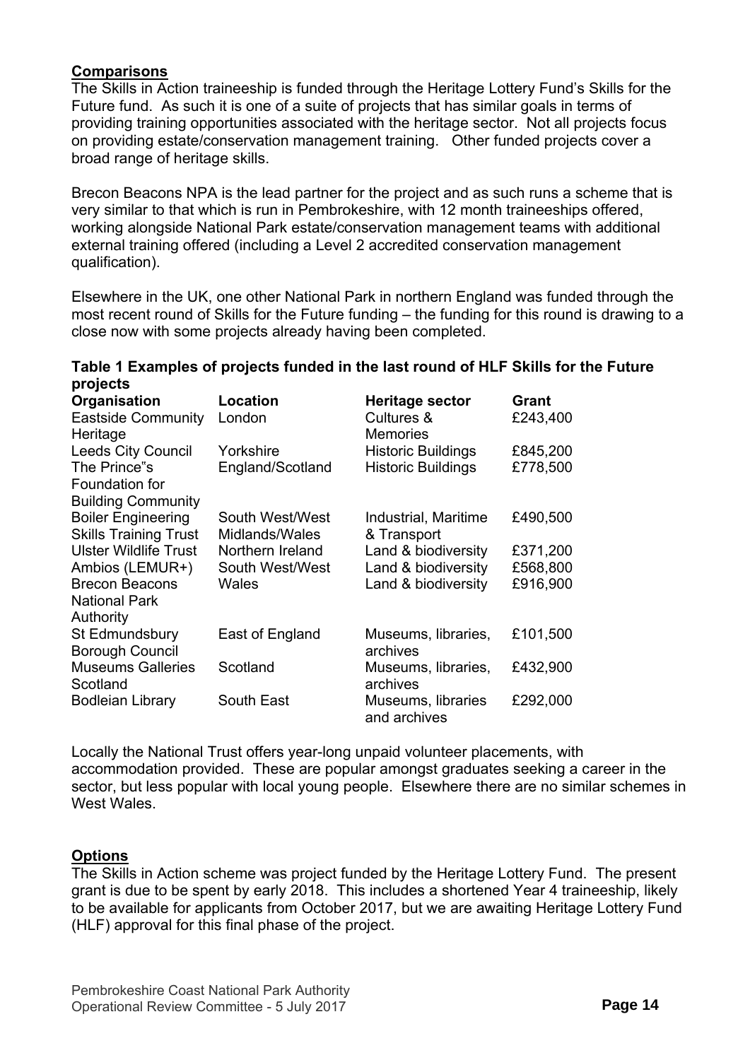**Comparisons**

The Skills in Action traineeship is funded through the Heritage Lottery Fund's Skills for the Future fund. As such it is one of a suite of projects that has similar goals in terms of providing training opportunities associated with the heritage sector. Not all projects focus on providing estate/conservation management training. Other funded projects cover a broad range of heritage skills.

Brecon Beacons NPA is the lead partner for the project and as such runs a scheme that is very similar to that which is run in Pembrokeshire, with 12 month traineeships offered, working alongside National Park estate/conservation management teams with additional external training offered (including a Level 2 accredited conservation management qualification).

Elsewhere in the UK, one other National Park in northern England was funded through the most recent round of Skills for the Future funding – the funding for this round is drawing to a close now with some projects already having been completed.

**Table 1 Examples of projects funded in the last round of HLF Skills for the Future projects**

| Organisation | Location | Heritage sector | Grant |
|---|---|---|---|
| Eastside Community Heritage | London | Cultures & Memories | £243,400 |
| Leeds City Council | Yorkshire | Historic Buildings | £845,200 |
| The Prince"s Foundation for Building Community | England/Scotland | Historic Buildings | £778,500 |
| Boiler Engineering Skills Training Trust | South West/West Midlands/Wales | Industrial, Maritime & Transport | £490,500 |
| Ulster Wildlife Trust | Northern Ireland | Land & biodiversity | £371,200 |
| Ambios (LEMUR+) | South West/West | Land & biodiversity | £568,800 |
| Brecon Beacons National Park Authority | Wales | Land & biodiversity | £916,900 |
| St Edmundsbury Borough Council | East of England | Museums, libraries, archives | £101,500 |
| Museums Galleries Scotland | Scotland | Museums, libraries, archives | £432,900 |
| Bodleian Library | South East | Museums, libraries and archives | £292,000 |

Locally the National Trust offers year-long unpaid volunteer placements, with accommodation provided. These are popular amongst graduates seeking a career in the sector, but less popular with local young people. Elsewhere there are no similar schemes in West Wales.

**Options**

The Skills in Action scheme was project funded by the Heritage Lottery Fund. The present grant is due to be spent by early 2018. This includes a shortened Year 4 traineeship, likely to be available for applicants from October 2017, but we are awaiting Heritage Lottery Fund (HLF) approval for this final phase of the project.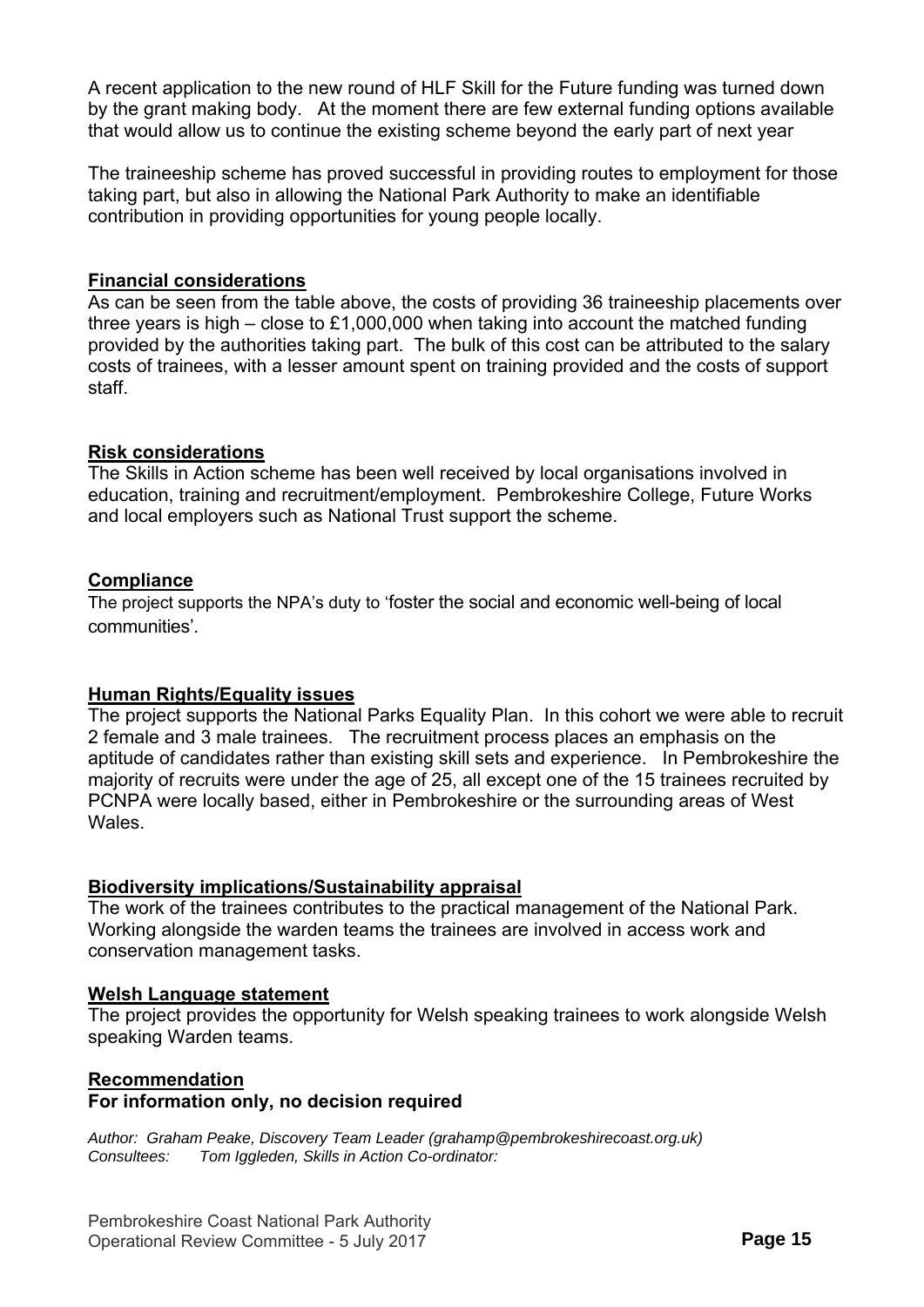A recent application to the new round of HLF Skill for the Future funding was turned down by the grant making body. At the moment there are few external funding options available that would allow us to continue the existing scheme beyond the early part of next year

The traineeship scheme has proved successful in providing routes to employment for those taking part, but also in allowing the National Park Authority to make an identifiable contribution in providing opportunities for young people locally.

## Financial considerations

As can be seen from the table above, the costs of providing 36 traineeship placements over three years is high – close to £1,000,000 when taking into account the matched funding provided by the authorities taking part. The bulk of this cost can be attributed to the salary costs of trainees, with a lesser amount spent on training provided and the costs of support staff.

## Risk considerations

The Skills in Action scheme has been well received by local organisations involved in education, training and recruitment/employment. Pembrokeshire College, Future Works and local employers such as National Trust support the scheme.

## Compliance

The project supports the NPA's duty to 'foster the social and economic well-being of local communities'.

## Human Rights/Equality issues

The project supports the National Parks Equality Plan. In this cohort we were able to recruit 2 female and 3 male trainees. The recruitment process places an emphasis on the aptitude of candidates rather than existing skill sets and experience. In Pembrokeshire the majority of recruits were under the age of 25, all except one of the 15 trainees recruited by PCNPA were locally based, either in Pembrokeshire or the surrounding areas of West Wales.

## Biodiversity implications/Sustainability appraisal

The work of the trainees contributes to the practical management of the National Park. Working alongside the warden teams the trainees are involved in access work and conservation management tasks.

## Welsh Language statement

The project provides the opportunity for Welsh speaking trainees to work alongside Welsh speaking Warden teams.

## Recommendation

**For information only, no decision required**

*Author: Graham Peake, Discovery Team Leader (grahamp@pembrokeshirecoast.org.uk)*
*Consultees: Tom Iggleden, Skills in Action Co-ordinator:*